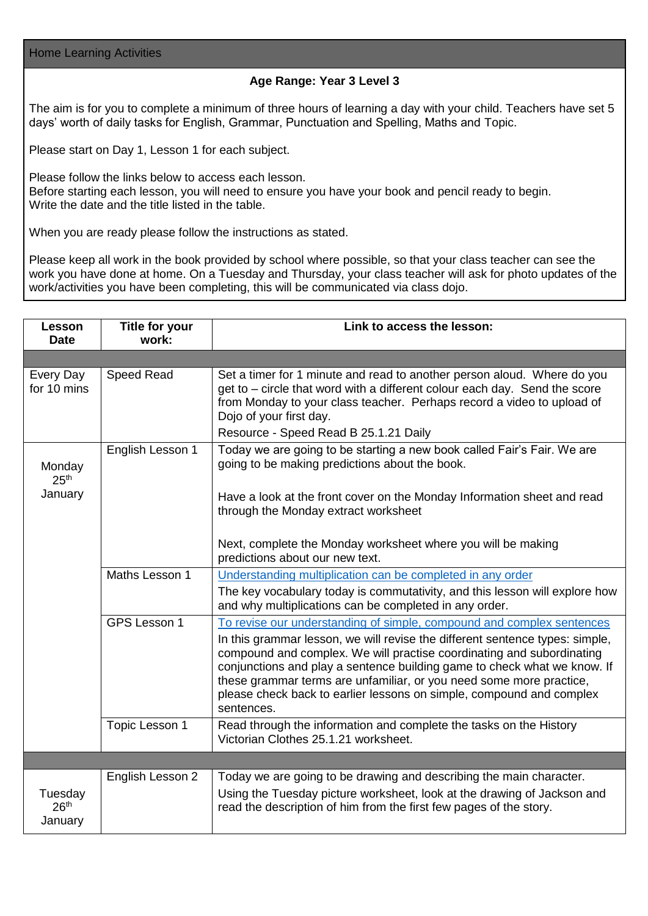## Home Learning Activities

**Age Range: Year 3 Level 3**

The aim is for you to complete a minimum of three hours of learning a day with your child. Teachers have set 5 days' worth of daily tasks for English, Grammar, Punctuation and Spelling, Maths and Topic.

Please start on Day 1, Lesson 1 for each subject.

Please follow the links below to access each lesson.
Before starting each lesson, you will need to ensure you have your book and pencil ready to begin.
Write the date and the title listed in the table.

When you are ready please follow the instructions as stated.

Please keep all work in the book provided by school where possible, so that your class teacher can see the work you have done at home. On a Tuesday and Thursday, your class teacher will ask for photo updates of the work/activities you have been completing, this will be communicated via class dojo.

| Lesson Date | Title for your work: | Link to access the lesson: |
|---|---|---|
| | | |
| Every Day for 10 mins | Speed Read | Set a timer for 1 minute and read to another person aloud. Where do you get to – circle that word with a different colour each day. Send the score from Monday to your class teacher. Perhaps record a video to upload of Dojo of your first day.<br>Resource - Speed Read B 25.1.21 Daily |
| Monday 25th January | English Lesson 1 | Today we are going to be starting a new book called Fair's Fair. We are going to be making predictions about the book.<br><br>Have a look at the front cover on the Monday Information sheet and read through the Monday extract worksheet<br><br>Next, complete the Monday worksheet where you will be making predictions about our new text. |
| | Maths Lesson 1 | Understanding multiplication can be completed in any order<br>The key vocabulary today is commutativity, and this lesson will explore how and why multiplications can be completed in any order. |
| | GPS Lesson 1 | To revise our understanding of simple, compound and complex sentences<br>In this grammar lesson, we will revise the different sentence types: simple, compound and complex. We will practise coordinating and subordinating conjunctions and play a sentence building game to check what we know. If these grammar terms are unfamiliar, or you need some more practice, please check back to earlier lessons on simple, compound and complex sentences. |
| | Topic Lesson 1 | Read through the information and complete the tasks on the History Victorian Clothes 25.1.21 worksheet. |
| | | |
| Tuesday 26th January | English Lesson 2 | Today we are going to be drawing and describing the main character.<br>Using the Tuesday picture worksheet, look at the drawing of Jackson and read the description of him from the first few pages of the story. |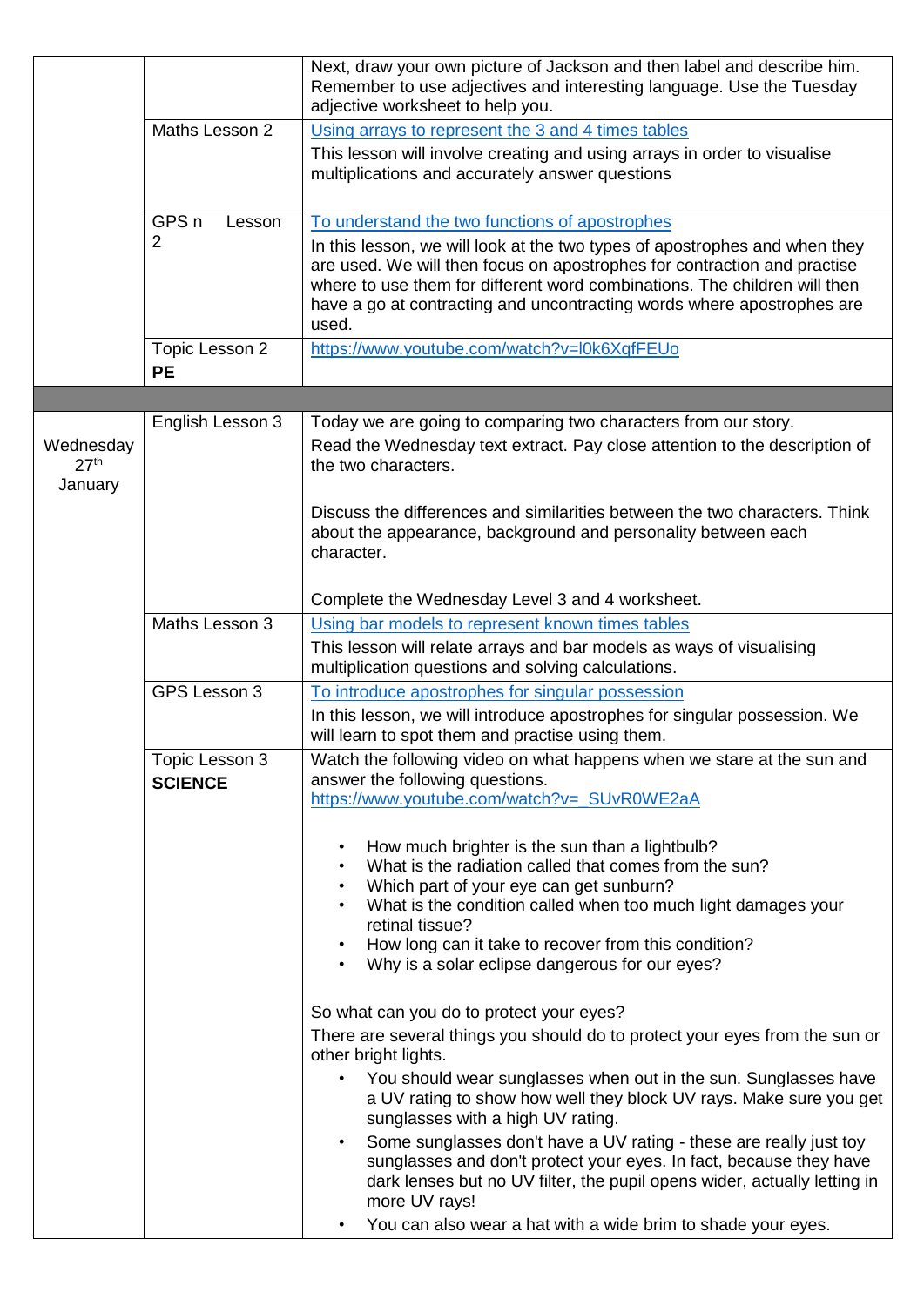| | | |
|---|---|---|
| | | Next, draw your own picture of Jackson and then label and describe him. Remember to use adjectives and interesting language. Use the Tuesday adjective worksheet to help you. |
| | Maths Lesson 2 | Using arrays to represent the 3 and 4 times tables<br>This lesson will involve creating and using arrays in order to visualise multiplications and accurately answer questions |
| | GPS n Lesson 2 | To understand the two functions of apostrophes<br>In this lesson, we will look at the two types of apostrophes and when they are used. We will then focus on apostrophes for contraction and practise where to use them for different word combinations. The children will then have a go at contracting and uncontracting words where apostrophes are used. |
| | Topic Lesson 2 **PE** | https://www.youtube.com/watch?v=l0k6XqfFEUo |
| | | |
| Wednesday 27th January | English Lesson 3 | Today we are going to comparing two characters from our story.<br>Read the Wednesday text extract. Pay close attention to the description of the two characters.<br><br>Discuss the differences and similarities between the two characters. Think about the appearance, background and personality between each character.<br><br>Complete the Wednesday Level 3 and 4 worksheet. |
| | Maths Lesson 3 | Using bar models to represent known times tables<br>This lesson will relate arrays and bar models as ways of visualising multiplication questions and solving calculations. |
| | GPS Lesson 3 | To introduce apostrophes for singular possession<br>In this lesson, we will introduce apostrophes for singular possession. We will learn to spot them and practise using them. |
| | Topic Lesson 3 **SCIENCE** | Watch the following video on what happens when we stare at the sun and answer the following questions.<br>https://www.youtube.com/watch?v=_SUvR0WE2aA<br><br>• How much brighter is the sun than a lightbulb?<br>• What is the radiation called that comes from the sun?<br>• Which part of your eye can get sunburn?<br>• What is the condition called when too much light damages your retinal tissue?<br>• How long can it take to recover from this condition?<br>• Why is a solar eclipse dangerous for our eyes?<br><br>So what can you do to protect your eyes?<br>There are several things you should do to protect your eyes from the sun or other bright lights.<br>• You should wear sunglasses when out in the sun. Sunglasses have a UV rating to show how well they block UV rays. Make sure you get sunglasses with a high UV rating.<br>• Some sunglasses don't have a UV rating - these are really just toy sunglasses and don't protect your eyes. In fact, because they have dark lenses but no UV filter, the pupil opens wider, actually letting in more UV rays!<br>• You can also wear a hat with a wide brim to shade your eyes. |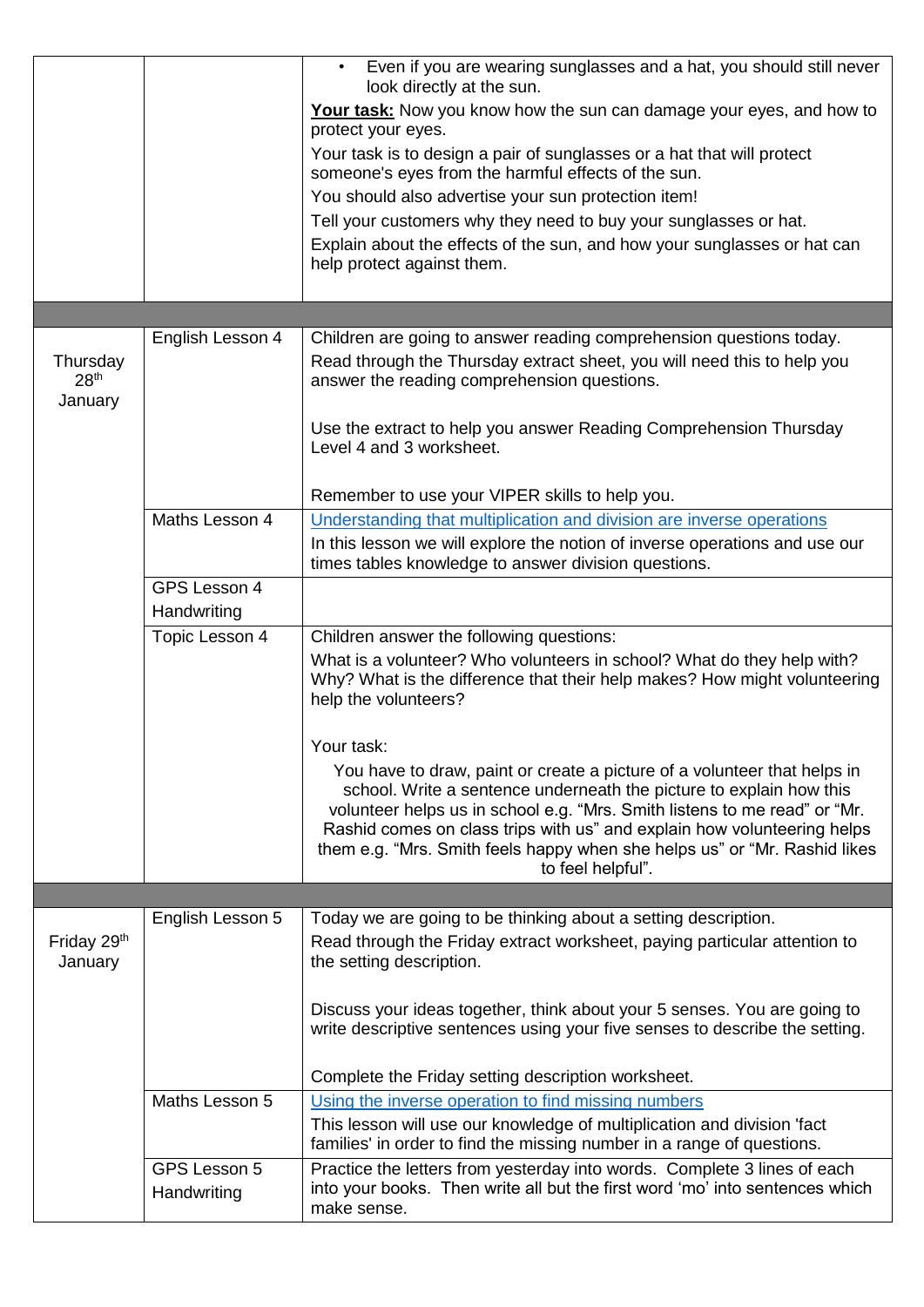| | | |
|---|---|---|
| | | • Even if you are wearing sunglasses and a hat, you should still never look directly at the sun.<br>**Your task:** Now you know how the sun can damage your eyes, and how to protect your eyes.<br>Your task is to design a pair of sunglasses or a hat that will protect someone's eyes from the harmful effects of the sun.<br>You should also advertise your sun protection item!<br>Tell your customers why they need to buy your sunglasses or hat.<br>Explain about the effects of the sun, and how your sunglasses or hat can help protect against them. |
| | | |
| Thursday 28th January | English Lesson 4 | Children are going to answer reading comprehension questions today.<br>Read through the Thursday extract sheet, you will need this to help you answer the reading comprehension questions.<br><br>Use the extract to help you answer Reading Comprehension Thursday Level 4 and 3 worksheet.<br><br>Remember to use your VIPER skills to help you. |
| | Maths Lesson 4 | Understanding that multiplication and division are inverse operations<br>In this lesson we will explore the notion of inverse operations and use our times tables knowledge to answer division questions. |
| | GPS Lesson 4<br>Handwriting | |
| | Topic Lesson 4 | Children answer the following questions:<br>What is a volunteer? Who volunteers in school? What do they help with? Why? What is the difference that their help makes? How might volunteering help the volunteers?<br><br>Your task:<br>You have to draw, paint or create a picture of a volunteer that helps in school. Write a sentence underneath the picture to explain how this volunteer helps us in school e.g. "Mrs. Smith listens to me read" or "Mr. Rashid comes on class trips with us" and explain how volunteering helps them e.g. "Mrs. Smith feels happy when she helps us" or "Mr. Rashid likes to feel helpful". |
| | | |
| Friday 29th January | English Lesson 5 | Today we are going to be thinking about a setting description.<br>Read through the Friday extract worksheet, paying particular attention to the setting description.<br><br>Discuss your ideas together, think about your 5 senses. You are going to write descriptive sentences using your five senses to describe the setting.<br><br>Complete the Friday setting description worksheet. |
| | Maths Lesson 5 | Using the inverse operation to find missing numbers<br>This lesson will use our knowledge of multiplication and division 'fact families' in order to find the missing number in a range of questions. |
| | GPS Lesson 5<br>Handwriting | Practice the letters from yesterday into words. Complete 3 lines of each into your books. Then write all but the first word 'mo' into sentences which make sense. |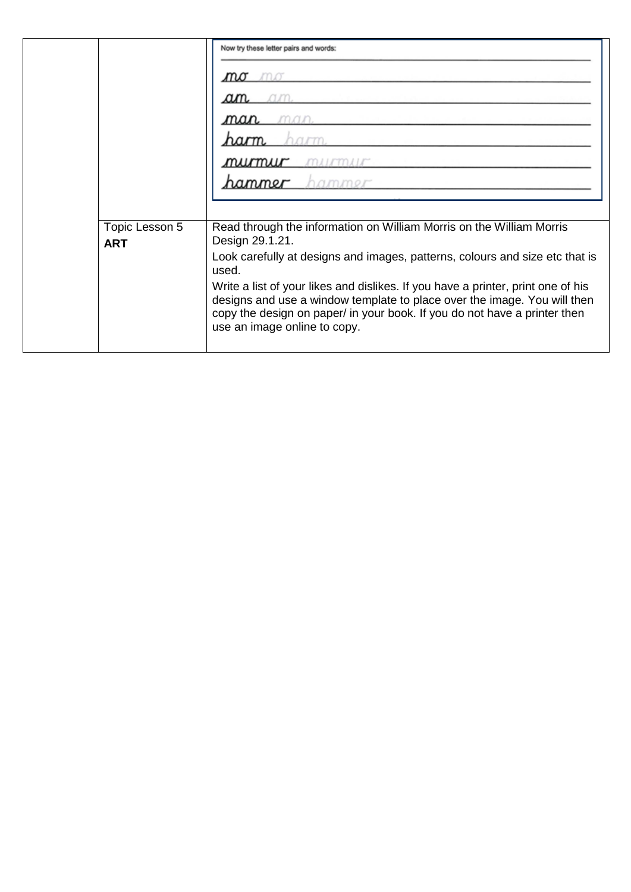| | | |
|---|---|---|
| | | Now try these letter pairs and words:<br>mo mo<br>am am<br>man man<br>harm harm<br>murmur murmur<br>hammer hammer |
| | Topic Lesson 5<br>**ART** | Read through the information on William Morris on the William Morris Design 29.1.21.<br>Look carefully at designs and images, patterns, colours and size etc that is used.<br>Write a list of your likes and dislikes. If you have a printer, print one of his designs and use a window template to place over the image. You will then copy the design on paper/ in your book. If you do not have a printer then use an image online to copy. |